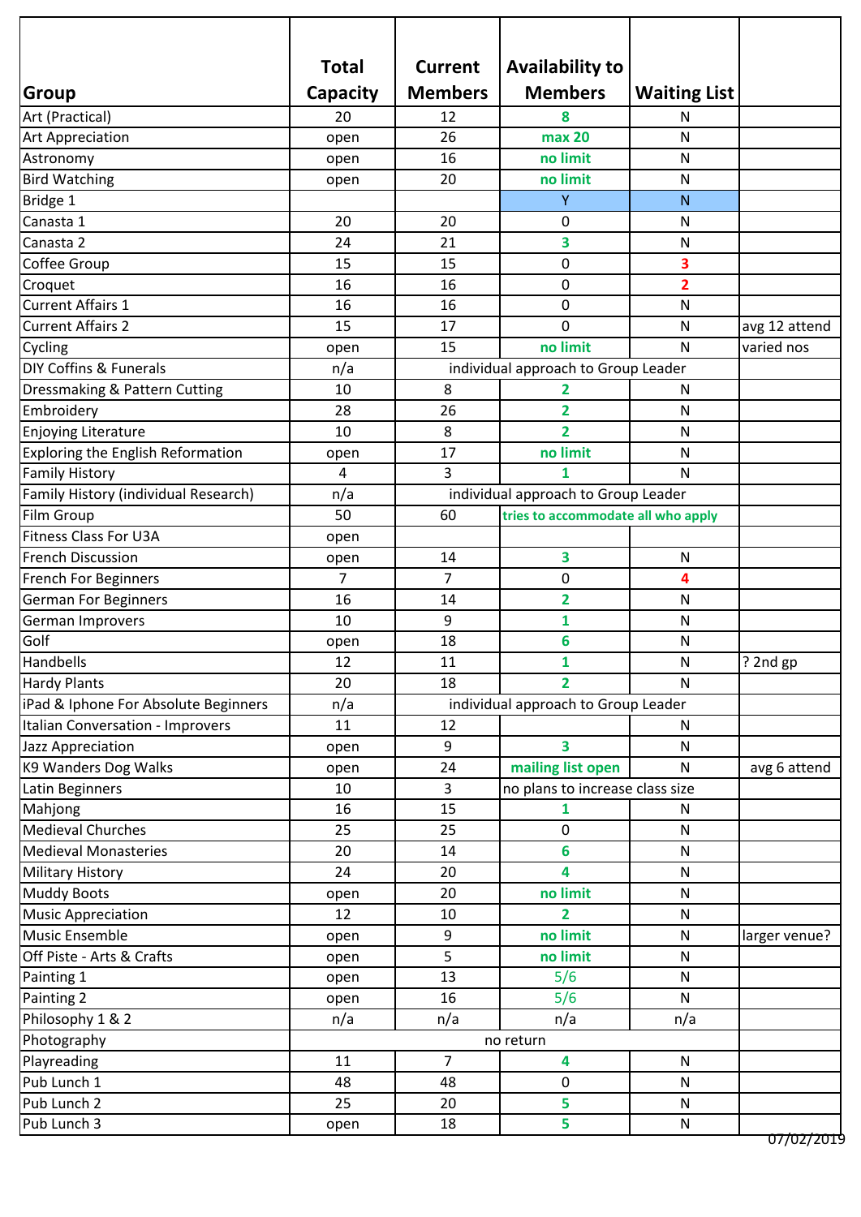| Group | Total Capacity | Current Members | Availability to Members | Waiting List | |
|---|---|---|---|---|---|
| Art (Practical) | 20 | 12 | 8 | N | |
| Art Appreciation | open | 26 | max 20 | N | |
| Astronomy | open | 16 | no limit | N | |
| Bird Watching | open | 20 | no limit | N | |
| Bridge 1 | | | Y | N | |
| Canasta 1 | 20 | 20 | 0 | N | |
| Canasta 2 | 24 | 21 | 3 | N | |
| Coffee Group | 15 | 15 | 0 | 3 | |
| Croquet | 16 | 16 | 0 | 2 | |
| Current Affairs 1 | 16 | 16 | 0 | N | |
| Current Affairs 2 | 15 | 17 | 0 | N | avg 12 attend |
| Cycling | open | 15 | no limit | N | varied nos |
| DIY Coffins & Funerals | n/a | individual approach to Group Leader | | | |
| Dressmaking & Pattern Cutting | 10 | 8 | 2 | N | |
| Embroidery | 28 | 26 | 2 | N | |
| Enjoying Literature | 10 | 8 | 2 | N | |
| Exploring the English Reformation | open | 17 | no limit | N | |
| Family History | 4 | 3 | 1 | N | |
| Family History (individual Research) | n/a | individual approach to Group Leader | | | |
| Film Group | 50 | 60 | tries to accommodate all who apply | | |
| Fitness Class For U3A | open | | | | |
| French Discussion | open | 14 | 3 | N | |
| French For Beginners | 7 | 7 | 0 | 4 | |
| German For Beginners | 16 | 14 | 2 | N | |
| German Improvers | 10 | 9 | 1 | N | |
| Golf | open | 18 | 6 | N | |
| Handbells | 12 | 11 | 1 | N | ? 2nd gp |
| Hardy Plants | 20 | 18 | 2 | N | |
| iPad & Iphone For Absolute Beginners | n/a | individual approach to Group Leader | | | |
| Italian Conversation - Improvers | 11 | 12 | | N | |
| Jazz Appreciation | open | 9 | 3 | N | |
| K9 Wanders Dog Walks | open | 24 | mailing list open | N | avg 6 attend |
| Latin Beginners | 10 | 3 | no plans to increase class size | | |
| Mahjong | 16 | 15 | 1 | N | |
| Medieval Churches | 25 | 25 | 0 | N | |
| Medieval Monasteries | 20 | 14 | 6 | N | |
| Military History | 24 | 20 | 4 | N | |
| Muddy Boots | open | 20 | no limit | N | |
| Music Appreciation | 12 | 10 | 2 | N | |
| Music Ensemble | open | 9 | no limit | N | larger venue? |
| Off Piste - Arts & Crafts | open | 5 | no limit | N | |
| Painting 1 | open | 13 | 5/6 | N | |
| Painting 2 | open | 16 | 5/6 | N | |
| Philosophy 1 & 2 | n/a | n/a | n/a | n/a | |
| Photography | no return | | | | |
| Playreading | 11 | 7 | 4 | N | |
| Pub Lunch 1 | 48 | 48 | 0 | N | |
| Pub Lunch 2 | 25 | 20 | 5 | N | |
| Pub Lunch 3 | open | 18 | 5 | N | |

07/02/2019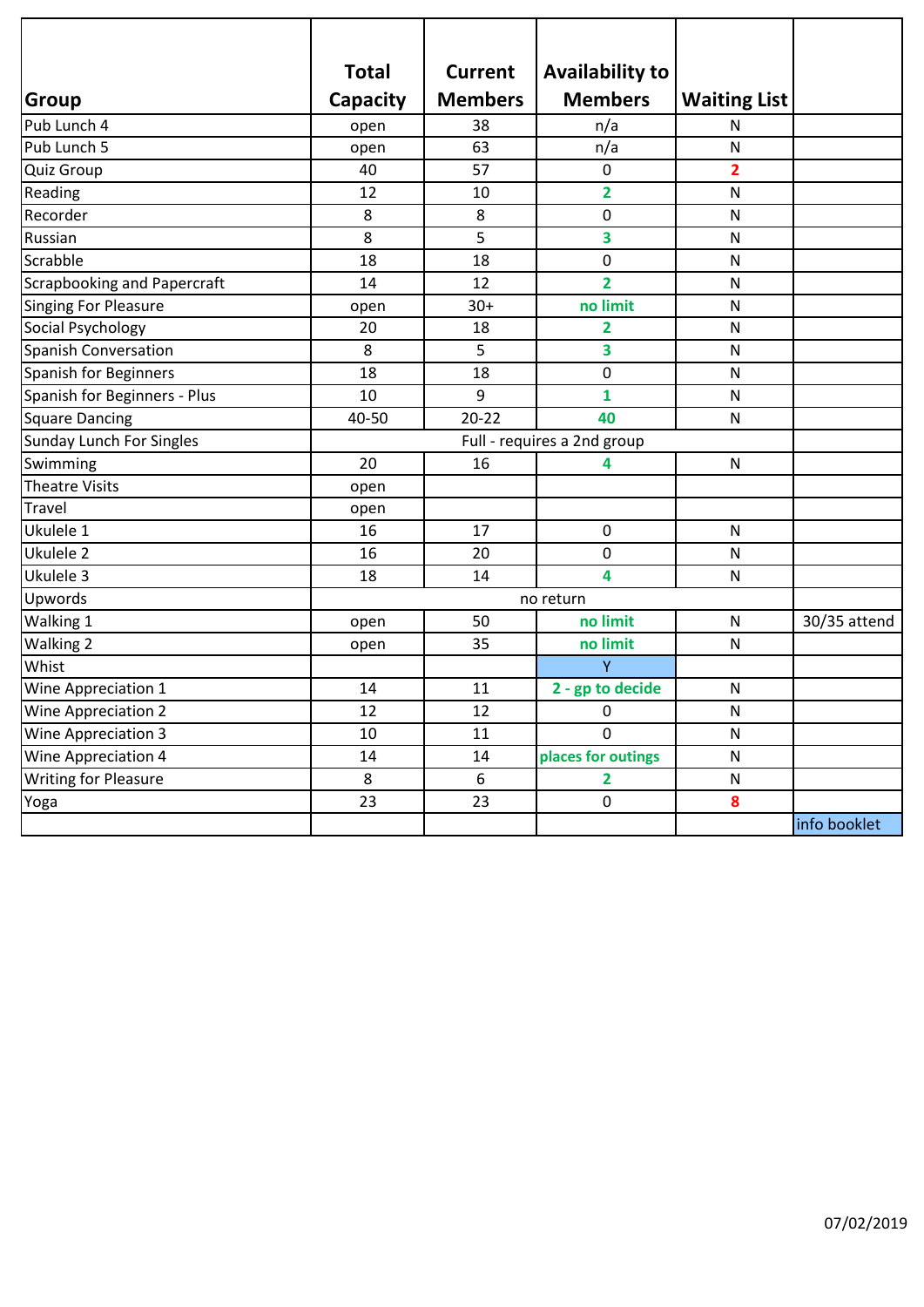| Group | Total Capacity | Current Members | Availability to Members | Waiting List | |
|---|---|---|---|---|---|
| Pub Lunch 4 | open | 38 | n/a | N | |
| Pub Lunch 5 | open | 63 | n/a | N | |
| Quiz Group | 40 | 57 | 0 | 2 | |
| Reading | 12 | 10 | 2 | N | |
| Recorder | 8 | 8 | 0 | N | |
| Russian | 8 | 5 | 3 | N | |
| Scrabble | 18 | 18 | 0 | N | |
| Scrapbooking and Papercraft | 14 | 12 | 2 | N | |
| Singing For Pleasure | open | 30+ | no limit | N | |
| Social Psychology | 20 | 18 | 2 | N | |
| Spanish Conversation | 8 | 5 | 3 | N | |
| Spanish for Beginners | 18 | 18 | 0 | N | |
| Spanish for Beginners - Plus | 10 | 9 | 1 | N | |
| Square Dancing | 40-50 | 20-22 | 40 | N | |
| Sunday Lunch For Singles | Full - requires a 2nd group | | | | |
| Swimming | 20 | 16 | 4 | N | |
| Theatre Visits | open | | | | |
| Travel | open | | | | |
| Ukulele 1 | 16 | 17 | 0 | N | |
| Ukulele 2 | 16 | 20 | 0 | N | |
| Ukulele 3 | 18 | 14 | 4 | N | |
| Upwords | no return | | | | |
| Walking 1 | open | 50 | no limit | N | 30/35 attend |
| Walking 2 | open | 35 | no limit | N | |
| Whist | | | Y | | |
| Wine Appreciation 1 | 14 | 11 | 2 - gp to decide | N | |
| Wine Appreciation 2 | 12 | 12 | 0 | N | |
| Wine Appreciation 3 | 10 | 11 | 0 | N | |
| Wine Appreciation 4 | 14 | 14 | places for outings | N | |
| Writing for Pleasure | 8 | 6 | 2 | N | |
| Yoga | 23 | 23 | 0 | 8 | |
| | | | | | info booklet |

07/02/2019